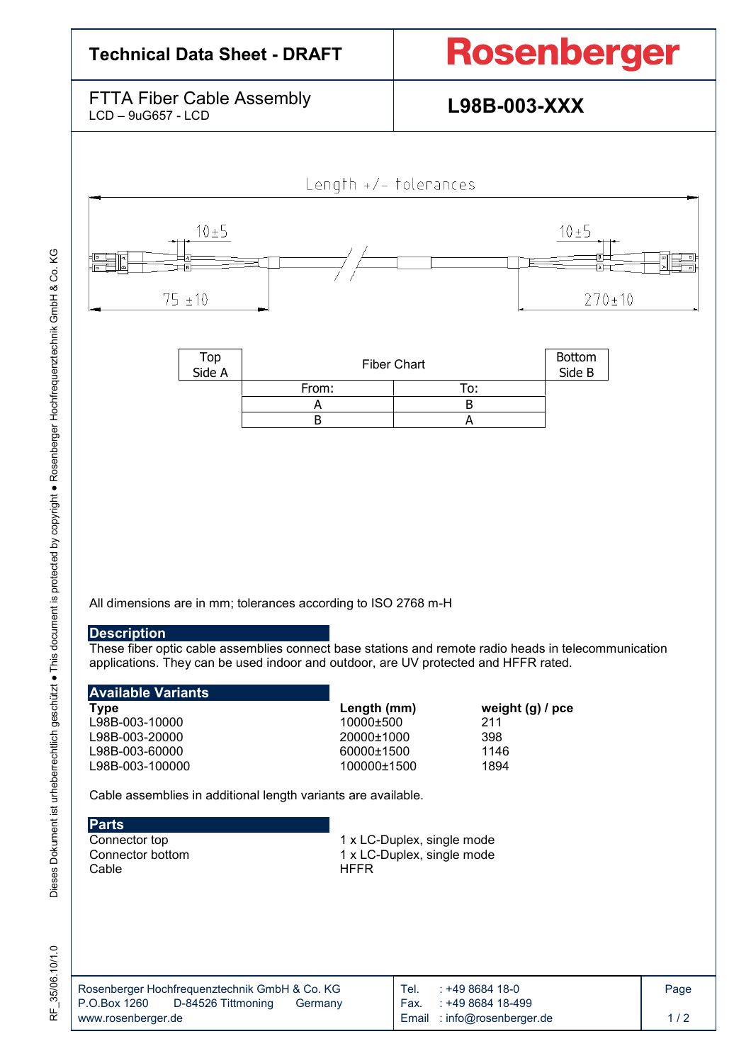# Technical Data Sheet - DRAFT

**Rosenberger**

## FTTA Fiber Cable Assembly

LCD – 9uG657 - LCD

**L98B-003-XXX**

Length +/- tolerances

10±5 &nbsp;&nbsp;&nbsp;&nbsp; 10±5

75 ±10 &nbsp;&nbsp;&nbsp;&nbsp; 270±10

| Top Side A | Fiber Chart | | Bottom Side B |
|---|---|---|---|
| | From: | To: | |
| | A | B | |
| | B | A | |

All dimensions are in mm; tolerances according to ISO 2768 m-H

## Description

These fiber optic cable assemblies connect base stations and remote radio heads in telecommunication applications. They can be used indoor and outdoor, are UV protected and HFFR rated.

## Available Variants

| Type | Length (mm) | weight (g) / pce |
|---|---|---|
| L98B-003-10000 | 10000±500 | 211 |
| L98B-003-20000 | 20000±1000 | 398 |
| L98B-003-60000 | 60000±1500 | 1146 |
| L98B-003-100000 | 100000±1500 | 1894 |

Cable assemblies in additional length variants are available.

## Parts

| | |
|---|---|
| Connector top | 1 x LC-Duplex, single mode |
| Connector bottom | 1 x LC-Duplex, single mode |
| Cable | HFFR |

Rosenberger Hochfrequenztechnik GmbH & Co. KG
P.O.Box 1260 D-84526 Tittmoning Germany
www.rosenberger.de

Tel. : +49 8684 18-0
Fax. : +49 8684 18-499
Email : info@rosenberger.de

RF_35/06.10/1.0

Dieses Dokument ist urheberrechtlich geschützt ● This document is protected by copyright ● Rosenberger Hochfrequenztechnik GmbH & Co. KG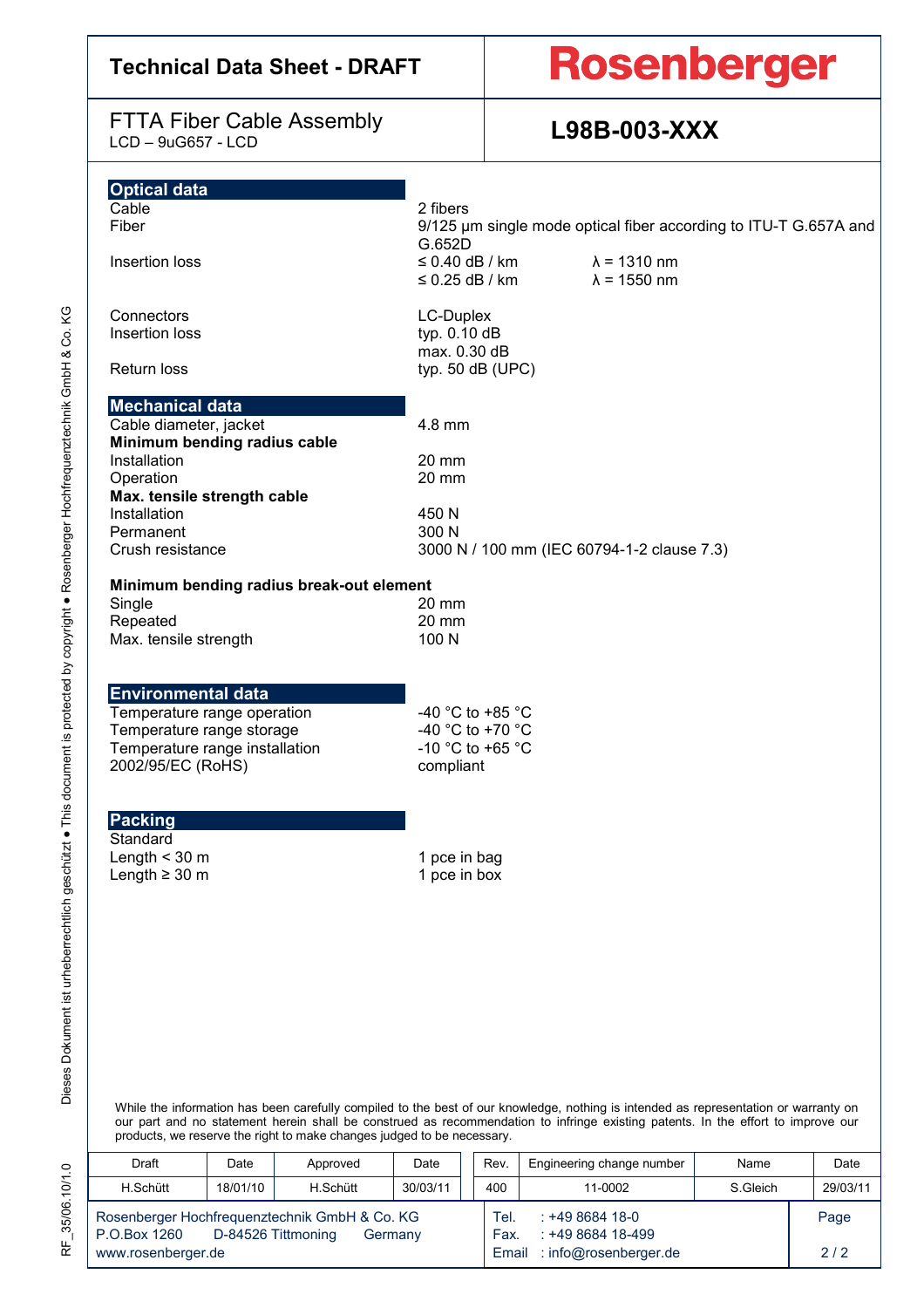# Technical Data Sheet - DRAFT

**Rosenberger**

## FTTA Fiber Cable Assembly

LCD – 9uG657 - LCD

**L98B-003-XXX**

### Optical data

| | | |
|---|---|---|
| Cable | 2 fibers | |
| Fiber | 9/125 µm single mode optical fiber according to ITU-T G.657A and G.652D | |
| Insertion loss | ≤ 0.40 dB / km | λ = 1310 nm |
| | ≤ 0.25 dB / km | λ = 1550 nm |
| Connectors | LC-Duplex | |
| Insertion loss | typ. 0.10 dB | |
| | max. 0.30 dB | |
| Return loss | typ. 50 dB (UPC) | |

### Mechanical data

| | |
|---|---|
| Cable diameter, jacket | 4.8 mm |
| **Minimum bending radius cable** | |
| Installation | 20 mm |
| Operation | 20 mm |
| **Max. tensile strength cable** | |
| Installation | 450 N |
| Permanent | 300 N |
| Crush resistance | 3000 N / 100 mm (IEC 60794-1-2 clause 7.3) |
| **Minimum bending radius break-out element** | |
| Single | 20 mm |
| Repeated | 20 mm |
| Max. tensile strength | 100 N |

### Environmental data

| | |
|---|---|
| Temperature range operation | -40 °C to +85 °C |
| Temperature range storage | -40 °C to +70 °C |
| Temperature range installation | -10 °C to +65 °C |
| 2002/95/EC (RoHS) | compliant |

### Packing

| | |
|---|---|
| Standard | |
| Length < 30 m | 1 pce in bag |
| Length ≥ 30 m | 1 pce in box |

While the information has been carefully compiled to the best of our knowledge, nothing is intended as representation or warranty on our part and no statement herein shall be construed as recommendation to infringe existing patents. In the effort to improve our products, we reserve the right to make changes judged to be necessary.

| Draft | Date | Approved | Date | Rev. | Engineering change number | Name | Date |
|---|---|---|---|---|---|---|---|
| H.Schütt | 18/01/10 | H.Schütt | 30/03/11 | 400 | 11-0002 | S.Gleich | 29/03/11 |

Rosenberger Hochfrequenztechnik GmbH & Co. KG
P.O.Box 1260 D-84526 Tittmoning Germany
www.rosenberger.de

Tel. : +49 8684 18-0
Fax. : +49 8684 18-499
Email : info@rosenberger.de

Dieses Dokument ist urheberrechtlich geschützt ● This document is protected by copyright ● Rosenberger Hochfrequenztechnik GmbH & Co. KG

RF_35/06.10/1.0